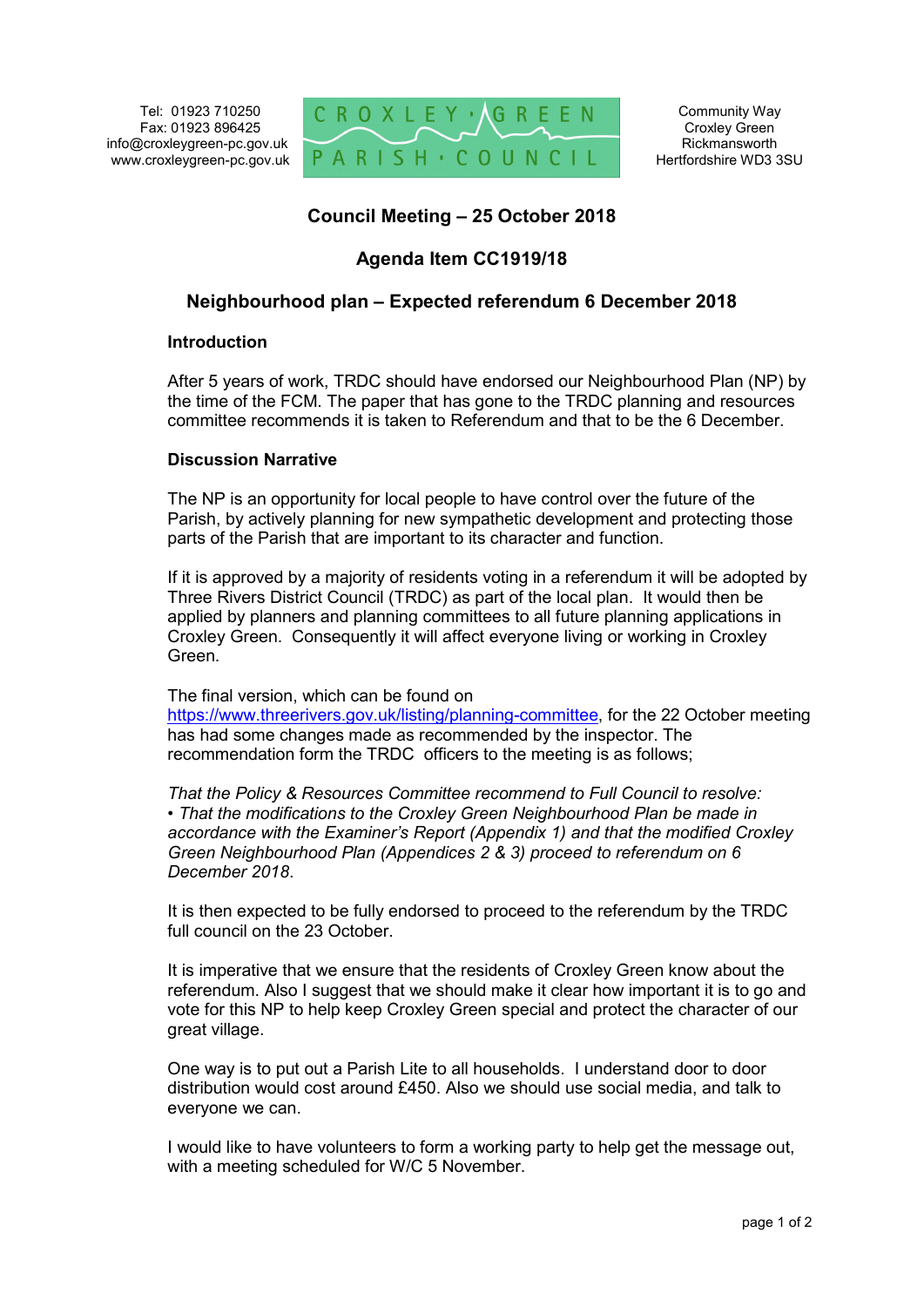Tel: 01923 710250
Fax: 01923 896425
info@croxleygreen-pc.gov.uk
www.croxleygreen-pc.gov.uk

CROXLEY · GREEN
PARISH · COUNCIL

Community Way
Croxley Green
Rickmansworth
Hertfordshire WD3 3SU

## Council Meeting – 25 October 2018

## Agenda Item CC1919/18

## Neighbourhood plan – Expected referendum 6 December 2018

### Introduction

After 5 years of work, TRDC should have endorsed our Neighbourhood Plan (NP) by the time of the FCM. The paper that has gone to the TRDC planning and resources committee recommends it is taken to Referendum and that to be the 6 December.

### Discussion Narrative

The NP is an opportunity for local people to have control over the future of the Parish, by actively planning for new sympathetic development and protecting those parts of the Parish that are important to its character and function.

If it is approved by a majority of residents voting in a referendum it will be adopted by Three Rivers District Council (TRDC) as part of the local plan. It would then be applied by planners and planning committees to all future planning applications in Croxley Green. Consequently it will affect everyone living or working in Croxley Green.

The final version, which can be found on https://www.threerivers.gov.uk/listing/planning-committee, for the 22 October meeting has had some changes made as recommended by the inspector. The recommendation form the TRDC officers to the meeting is as follows;

*That the Policy & Resources Committee recommend to Full Council to resolve:*
*• That the modifications to the Croxley Green Neighbourhood Plan be made in accordance with the Examiner's Report (Appendix 1) and that the modified Croxley Green Neighbourhood Plan (Appendices 2 & 3) proceed to referendum on 6 December 2018.*

It is then expected to be fully endorsed to proceed to the referendum by the TRDC full council on the 23 October.

It is imperative that we ensure that the residents of Croxley Green know about the referendum. Also I suggest that we should make it clear how important it is to go and vote for this NP to help keep Croxley Green special and protect the character of our great village.

One way is to put out a Parish Lite to all households. I understand door to door distribution would cost around £450. Also we should use social media, and talk to everyone we can.

I would like to have volunteers to form a working party to help get the message out, with a meeting scheduled for W/C 5 November.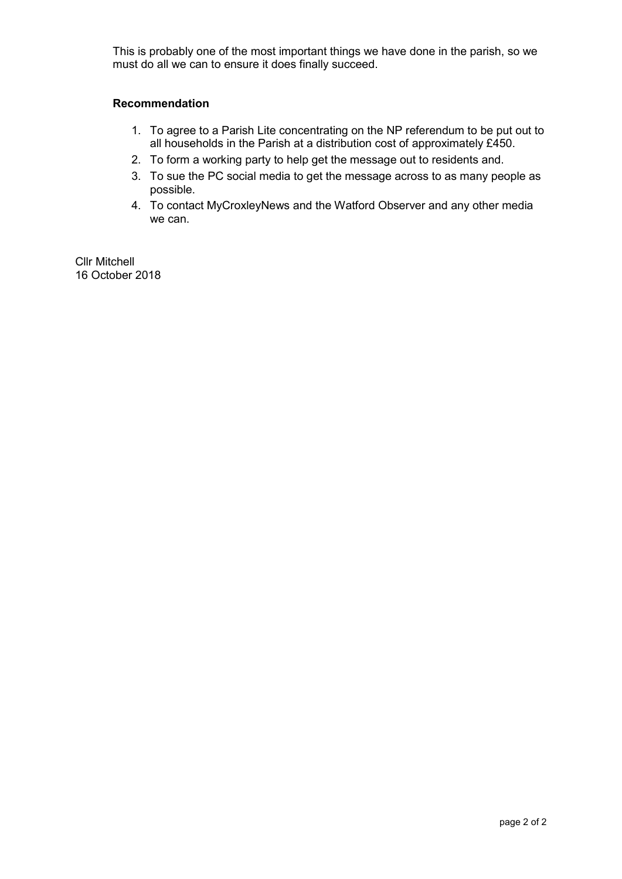This is probably one of the most important things we have done in the parish, so we must do all we can to ensure it does finally succeed.

**Recommendation**

1. To agree to a Parish Lite concentrating on the NP referendum to be put out to all households in the Parish at a distribution cost of approximately £450.
2. To form a working party to help get the message out to residents and.
3. To sue the PC social media to get the message across to as many people as possible.
4. To contact MyCroxleyNews and the Watford Observer and any other media we can.

Cllr Mitchell
16 October 2018